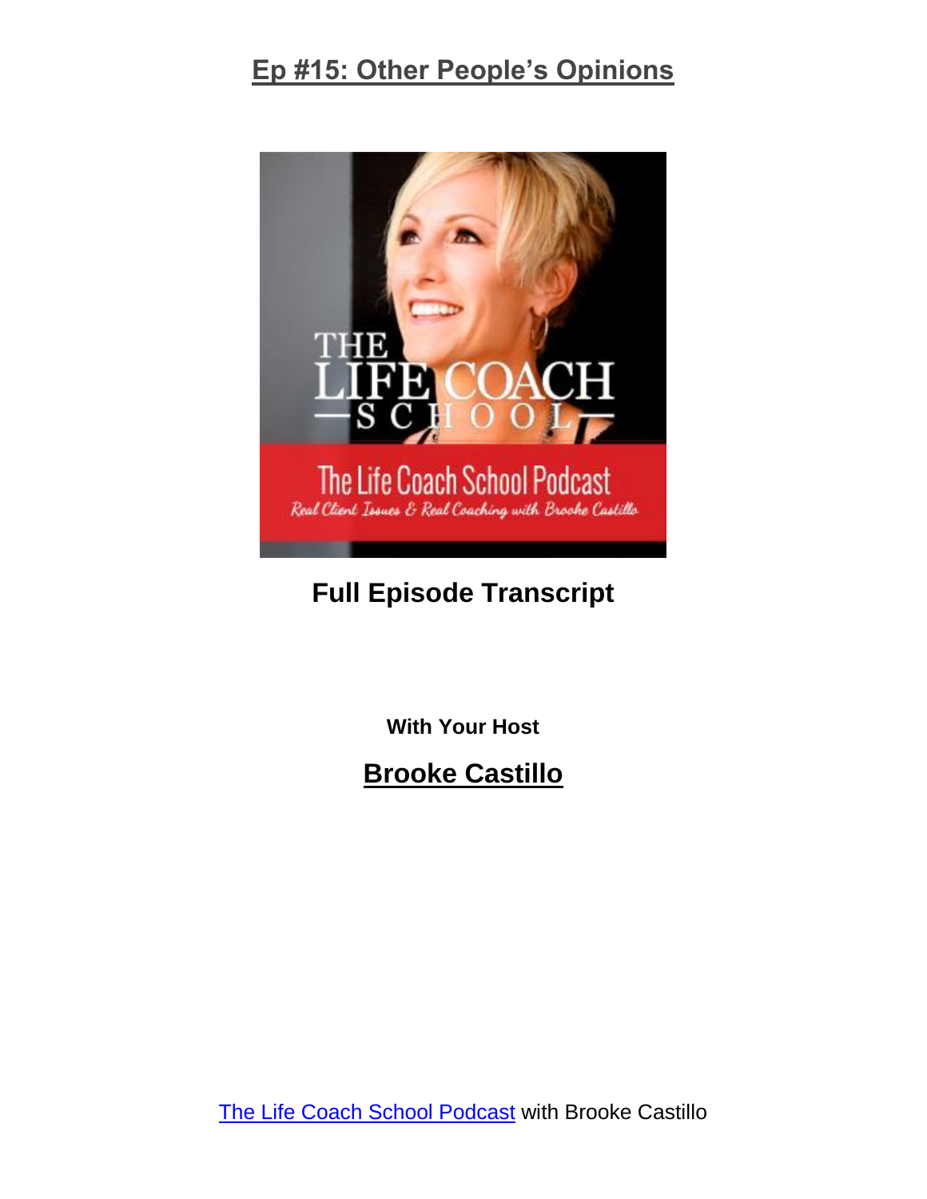# Ep #15: Other People's Opinions

**Full Episode Transcript**

**With Your Host**

## Brooke Castillo

[The Life Coach School Podcast](#) with Brooke Castillo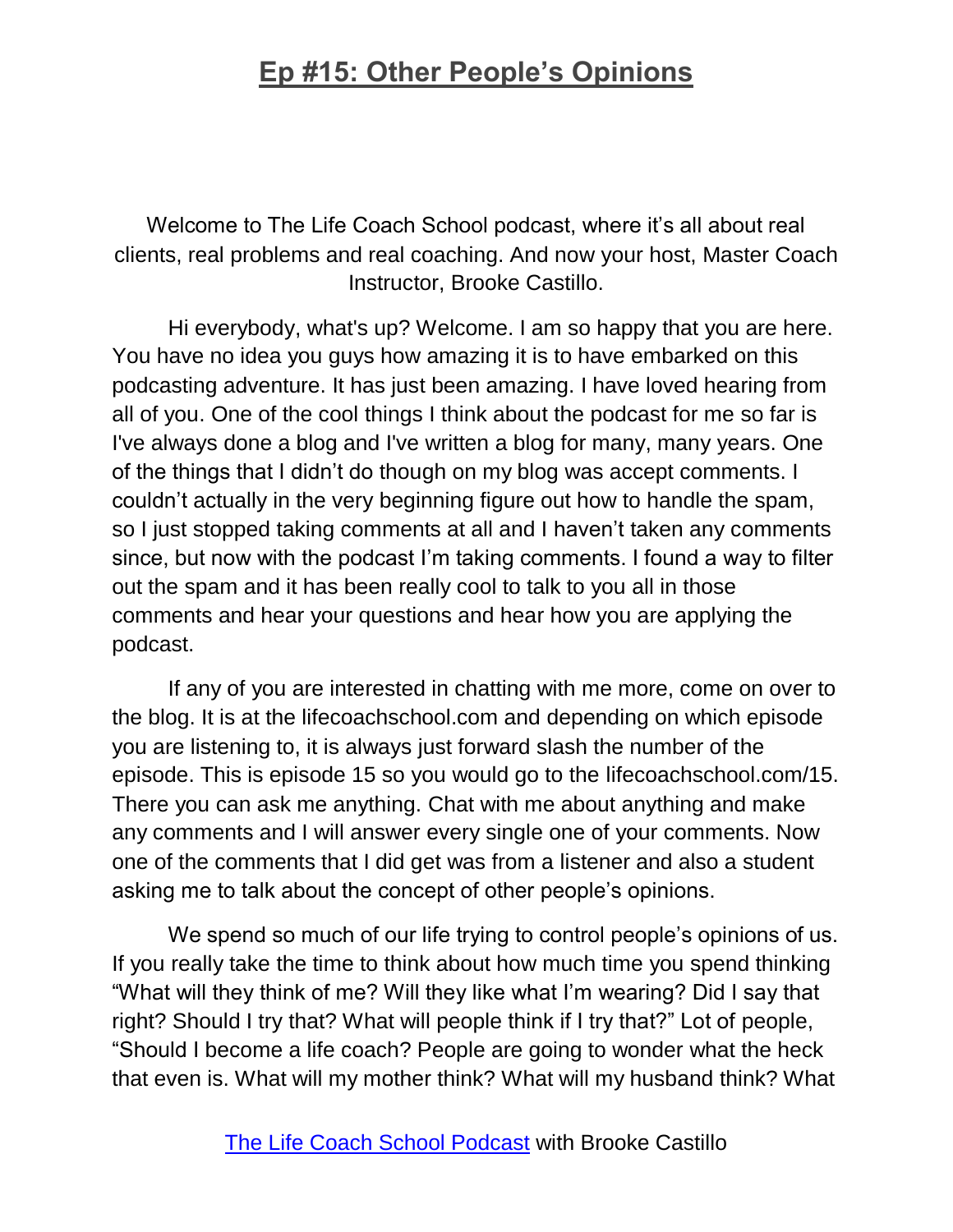# Ep #15: Other People's Opinions

Welcome to The Life Coach School podcast, where it's all about real clients, real problems and real coaching. And now your host, Master Coach Instructor, Brooke Castillo.

Hi everybody, what's up? Welcome. I am so happy that you are here. You have no idea you guys how amazing it is to have embarked on this podcasting adventure. It has just been amazing. I have loved hearing from all of you. One of the cool things I think about the podcast for me so far is I've always done a blog and I've written a blog for many, many years. One of the things that I didn't do though on my blog was accept comments. I couldn't actually in the very beginning figure out how to handle the spam, so I just stopped taking comments at all and I haven't taken any comments since, but now with the podcast I'm taking comments. I found a way to filter out the spam and it has been really cool to talk to you all in those comments and hear your questions and hear how you are applying the podcast.

If any of you are interested in chatting with me more, come on over to the blog. It is at the lifecoachschool.com and depending on which episode you are listening to, it is always just forward slash the number of the episode. This is episode 15 so you would go to the lifecoachschool.com/15. There you can ask me anything. Chat with me about anything and make any comments and I will answer every single one of your comments. Now one of the comments that I did get was from a listener and also a student asking me to talk about the concept of other people's opinions.

We spend so much of our life trying to control people's opinions of us. If you really take the time to think about how much time you spend thinking "What will they think of me? Will they like what I'm wearing? Did I say that right? Should I try that? What will people think if I try that?" Lot of people, "Should I become a life coach? People are going to wonder what the heck that even is. What will my mother think? What will my husband think? What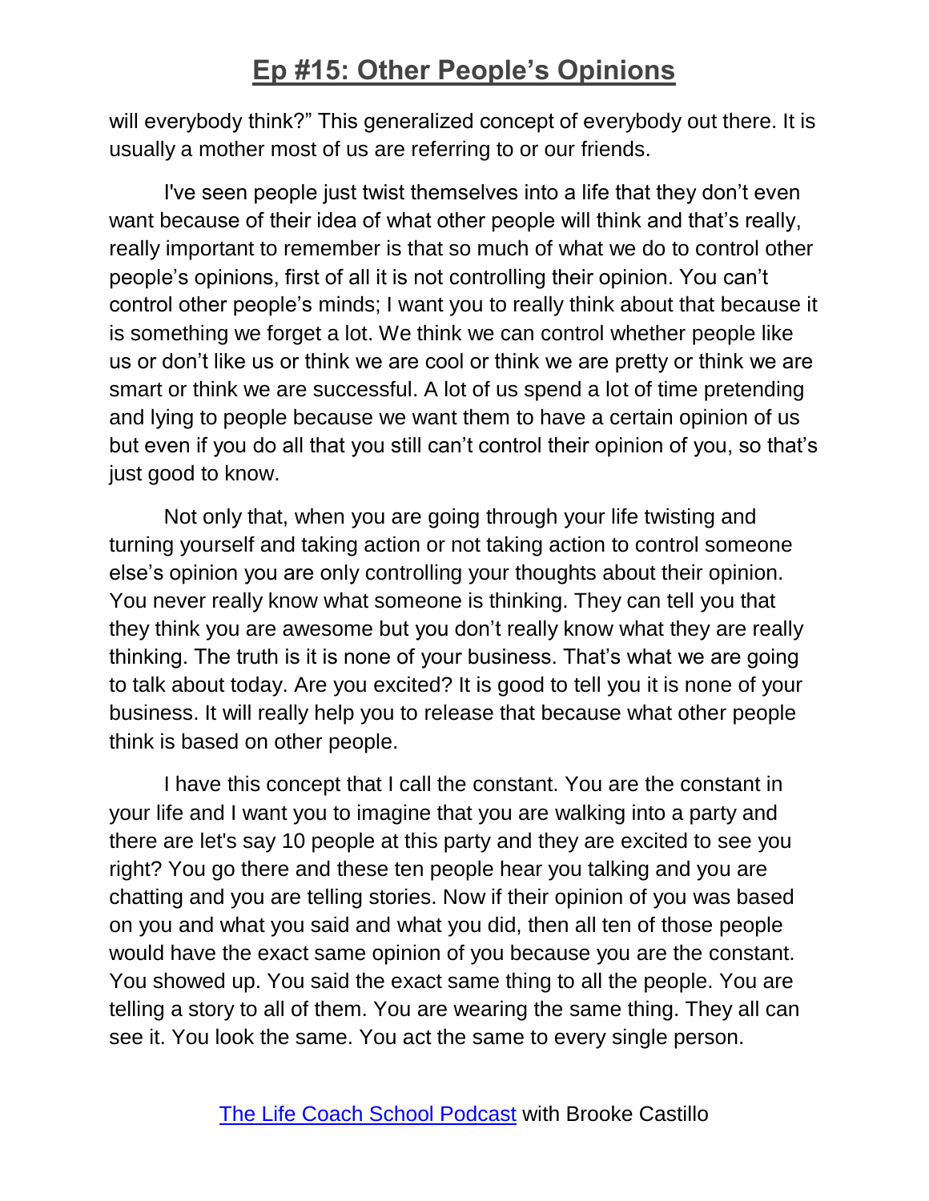will everybody think?" This generalized concept of everybody out there. It is usually a mother most of us are referring to or our friends.

I've seen people just twist themselves into a life that they don't even want because of their idea of what other people will think and that's really, really important to remember is that so much of what we do to control other people's opinions, first of all it is not controlling their opinion. You can't control other people's minds; I want you to really think about that because it is something we forget a lot. We think we can control whether people like us or don't like us or think we are cool or think we are pretty or think we are smart or think we are successful. A lot of us spend a lot of time pretending and lying to people because we want them to have a certain opinion of us but even if you do all that you still can't control their opinion of you, so that's just good to know.

Not only that, when you are going through your life twisting and turning yourself and taking action or not taking action to control someone else's opinion you are only controlling your thoughts about their opinion. You never really know what someone is thinking. They can tell you that they think you are awesome but you don't really know what they are really thinking. The truth is it is none of your business. That's what we are going to talk about today. Are you excited? It is good to tell you it is none of your business. It will really help you to release that because what other people think is based on other people.

I have this concept that I call the constant. You are the constant in your life and I want you to imagine that you are walking into a party and there are let's say 10 people at this party and they are excited to see you right? You go there and these ten people hear you talking and you are chatting and you are telling stories. Now if their opinion of you was based on you and what you said and what you did, then all ten of those people would have the exact same opinion of you because you are the constant. You showed up. You said the exact same thing to all the people. You are telling a story to all of them. You are wearing the same thing. They all can see it. You look the same. You act the same to every single person.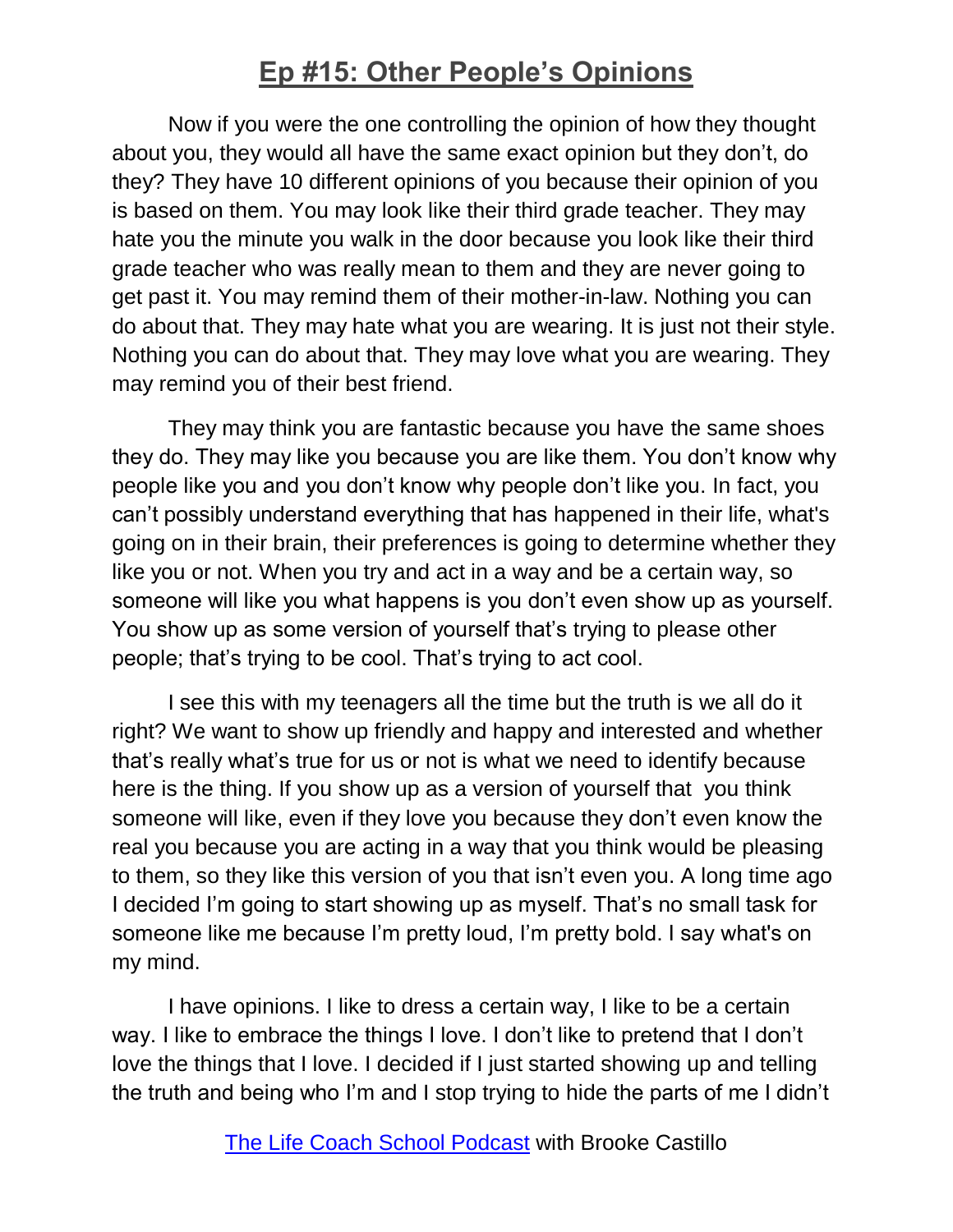Now if you were the one controlling the opinion of how they thought about you, they would all have the same exact opinion but they don't, do they? They have 10 different opinions of you because their opinion of you is based on them. You may look like their third grade teacher. They may hate you the minute you walk in the door because you look like their third grade teacher who was really mean to them and they are never going to get past it. You may remind them of their mother-in-law. Nothing you can do about that. They may hate what you are wearing. It is just not their style. Nothing you can do about that. They may love what you are wearing. They may remind you of their best friend.

They may think you are fantastic because you have the same shoes they do. They may like you because you are like them. You don't know why people like you and you don't know why people don't like you. In fact, you can't possibly understand everything that has happened in their life, what's going on in their brain, their preferences is going to determine whether they like you or not. When you try and act in a way and be a certain way, so someone will like you what happens is you don't even show up as yourself. You show up as some version of yourself that's trying to please other people; that's trying to be cool. That's trying to act cool.

I see this with my teenagers all the time but the truth is we all do it right? We want to show up friendly and happy and interested and whether that's really what's true for us or not is what we need to identify because here is the thing. If you show up as a version of yourself that you think someone will like, even if they love you because they don't even know the real you because you are acting in a way that you think would be pleasing to them, so they like this version of you that isn't even you. A long time ago I decided I'm going to start showing up as myself. That's no small task for someone like me because I'm pretty loud, I'm pretty bold. I say what's on my mind.

I have opinions. I like to dress a certain way, I like to be a certain way. I like to embrace the things I love. I don't like to pretend that I don't love the things that I love. I decided if I just started showing up and telling the truth and being who I'm and I stop trying to hide the parts of me I didn't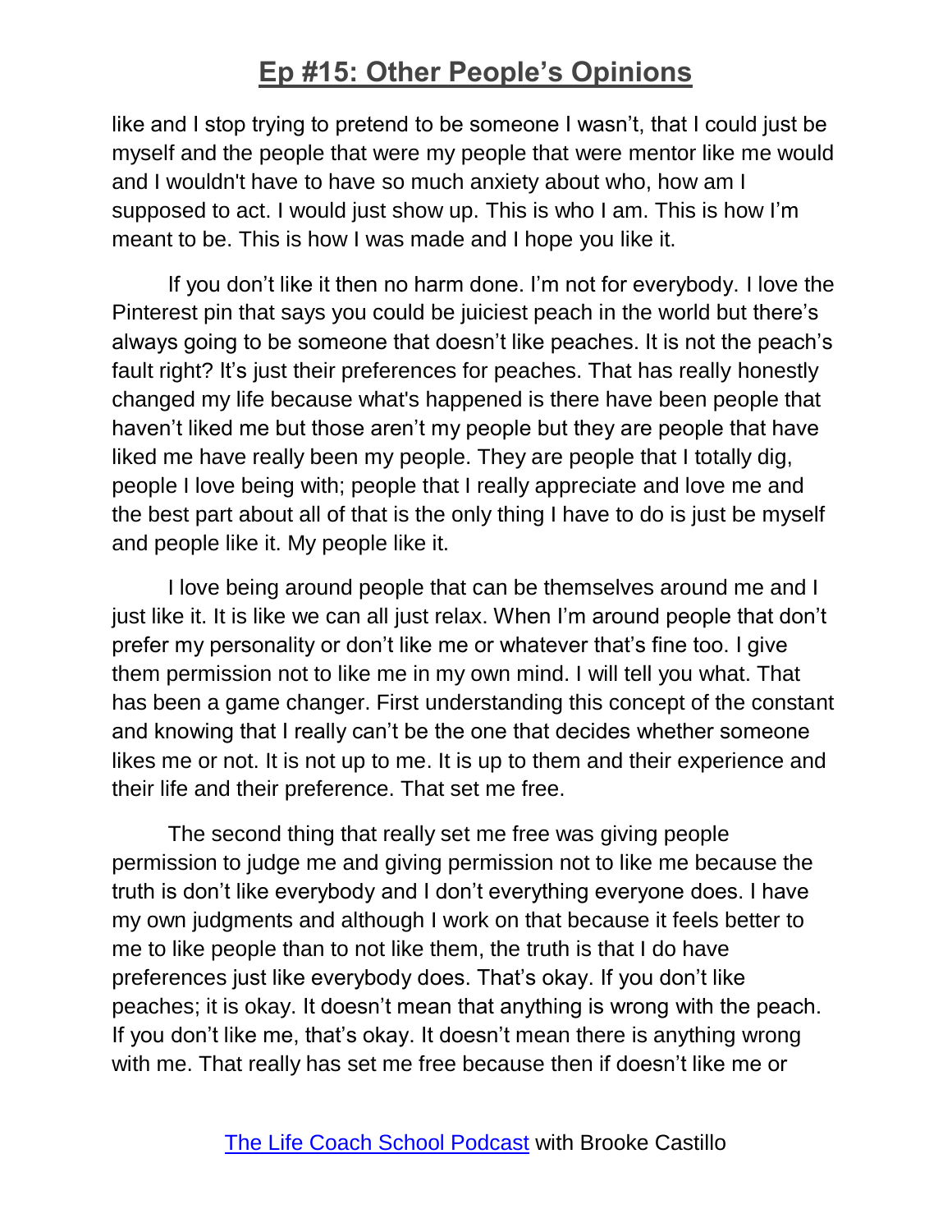like and I stop trying to pretend to be someone I wasn't, that I could just be myself and the people that were my people that were mentor like me would and I wouldn't have to have so much anxiety about who, how am I supposed to act. I would just show up. This is who I am. This is how I'm meant to be. This is how I was made and I hope you like it.

If you don't like it then no harm done. I'm not for everybody. I love the Pinterest pin that says you could be juiciest peach in the world but there's always going to be someone that doesn't like peaches. It is not the peach's fault right? It's just their preferences for peaches. That has really honestly changed my life because what's happened is there have been people that haven't liked me but those aren't my people but they are people that have liked me have really been my people. They are people that I totally dig, people I love being with; people that I really appreciate and love me and the best part about all of that is the only thing I have to do is just be myself and people like it. My people like it.

I love being around people that can be themselves around me and I just like it. It is like we can all just relax. When I'm around people that don't prefer my personality or don't like me or whatever that's fine too. I give them permission not to like me in my own mind. I will tell you what. That has been a game changer. First understanding this concept of the constant and knowing that I really can't be the one that decides whether someone likes me or not. It is not up to me. It is up to them and their experience and their life and their preference. That set me free.

The second thing that really set me free was giving people permission to judge me and giving permission not to like me because the truth is don't like everybody and I don't everything everyone does. I have my own judgments and although I work on that because it feels better to me to like people than to not like them, the truth is that I do have preferences just like everybody does. That's okay. If you don't like peaches; it is okay. It doesn't mean that anything is wrong with the peach. If you don't like me, that's okay. It doesn't mean there is anything wrong with me. That really has set me free because then if doesn't like me or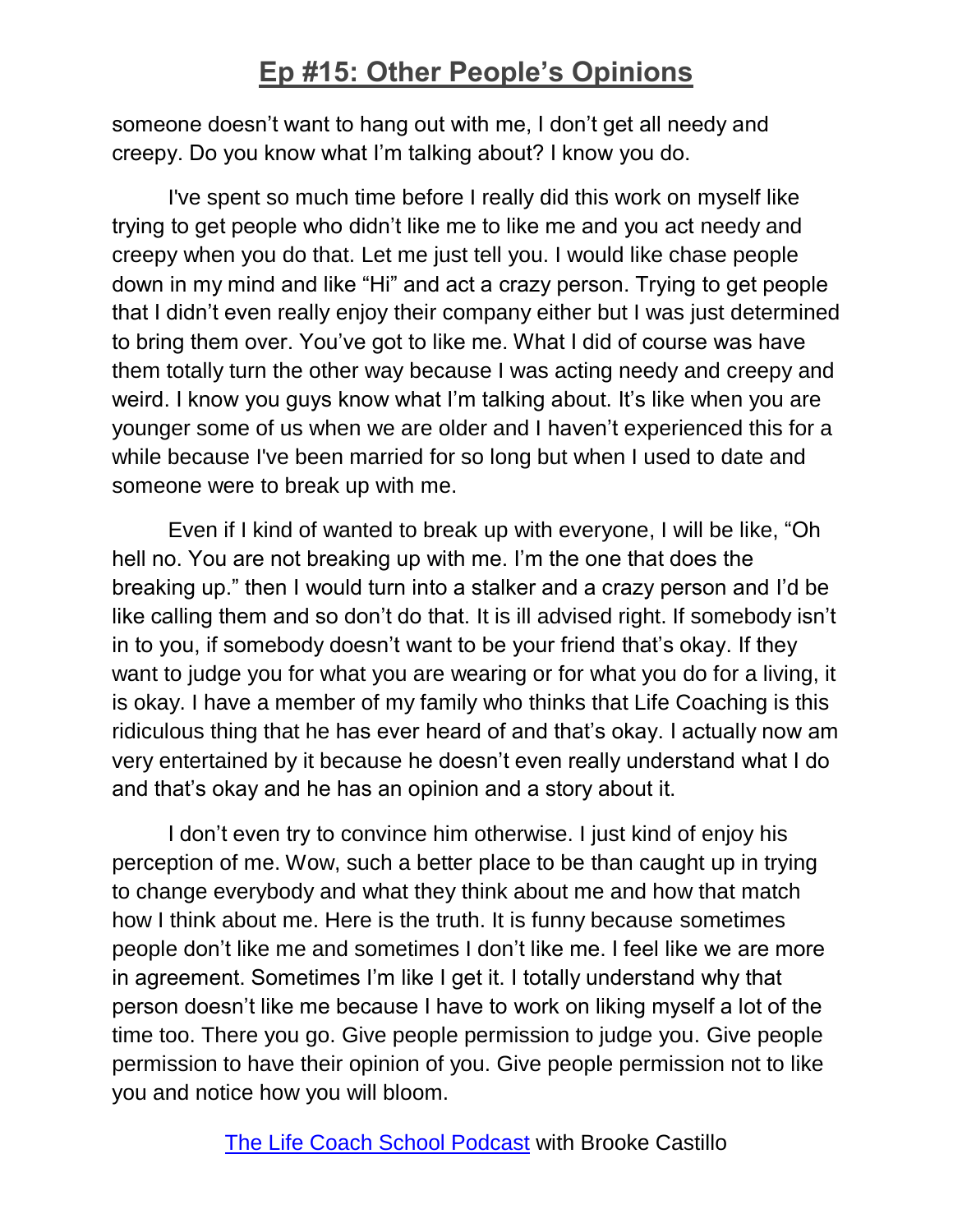someone doesn't want to hang out with me, I don't get all needy and creepy. Do you know what I'm talking about? I know you do.

I've spent so much time before I really did this work on myself like trying to get people who didn't like me to like me and you act needy and creepy when you do that. Let me just tell you. I would like chase people down in my mind and like "Hi" and act a crazy person. Trying to get people that I didn't even really enjoy their company either but I was just determined to bring them over. You've got to like me. What I did of course was have them totally turn the other way because I was acting needy and creepy and weird. I know you guys know what I'm talking about. It's like when you are younger some of us when we are older and I haven't experienced this for a while because I've been married for so long but when I used to date and someone were to break up with me.

Even if I kind of wanted to break up with everyone, I will be like, "Oh hell no. You are not breaking up with me. I'm the one that does the breaking up." then I would turn into a stalker and a crazy person and I'd be like calling them and so don't do that. It is ill advised right. If somebody isn't in to you, if somebody doesn't want to be your friend that's okay. If they want to judge you for what you are wearing or for what you do for a living, it is okay. I have a member of my family who thinks that Life Coaching is this ridiculous thing that he has ever heard of and that's okay. I actually now am very entertained by it because he doesn't even really understand what I do and that's okay and he has an opinion and a story about it.

I don't even try to convince him otherwise. I just kind of enjoy his perception of me. Wow, such a better place to be than caught up in trying to change everybody and what they think about me and how that match how I think about me. Here is the truth. It is funny because sometimes people don't like me and sometimes I don't like me. I feel like we are more in agreement. Sometimes I'm like I get it. I totally understand why that person doesn't like me because I have to work on liking myself a lot of the time too. There you go. Give people permission to judge you. Give people permission to have their opinion of you. Give people permission not to like you and notice how you will bloom.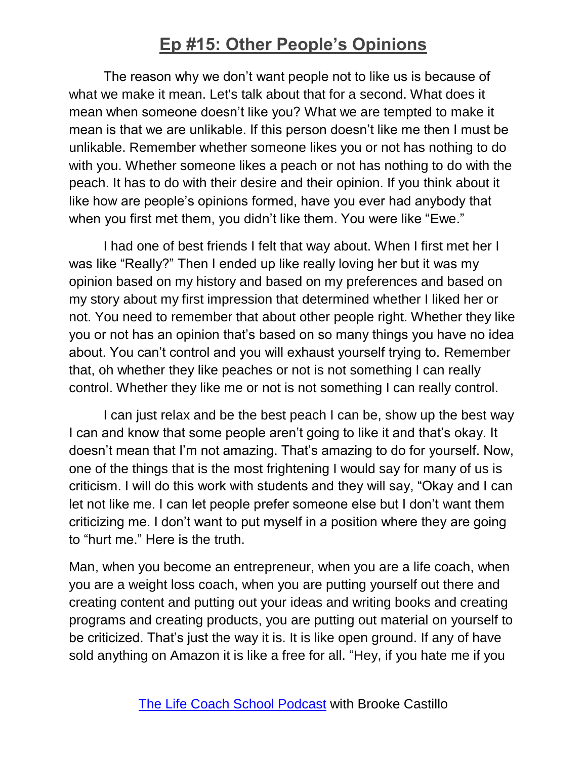The reason why we don't want people not to like us is because of what we make it mean. Let's talk about that for a second. What does it mean when someone doesn't like you? What we are tempted to make it mean is that we are unlikable. If this person doesn't like me then I must be unlikable. Remember whether someone likes you or not has nothing to do with you. Whether someone likes a peach or not has nothing to do with the peach. It has to do with their desire and their opinion. If you think about it like how are people's opinions formed, have you ever had anybody that when you first met them, you didn't like them. You were like "Ewe."

I had one of best friends I felt that way about. When I first met her I was like "Really?" Then I ended up like really loving her but it was my opinion based on my history and based on my preferences and based on my story about my first impression that determined whether I liked her or not. You need to remember that about other people right. Whether they like you or not has an opinion that's based on so many things you have no idea about. You can't control and you will exhaust yourself trying to. Remember that, oh whether they like peaches or not is not something I can really control. Whether they like me or not is not something I can really control.

I can just relax and be the best peach I can be, show up the best way I can and know that some people aren't going to like it and that's okay. It doesn't mean that I'm not amazing. That's amazing to do for yourself. Now, one of the things that is the most frightening I would say for many of us is criticism. I will do this work with students and they will say, "Okay and I can let not like me. I can let people prefer someone else but I don't want them criticizing me. I don't want to put myself in a position where they are going to "hurt me." Here is the truth.

Man, when you become an entrepreneur, when you are a life coach, when you are a weight loss coach, when you are putting yourself out there and creating content and putting out your ideas and writing books and creating programs and creating products, you are putting out material on yourself to be criticized. That's just the way it is. It is like open ground. If any of have sold anything on Amazon it is like a free for all. "Hey, if you hate me if you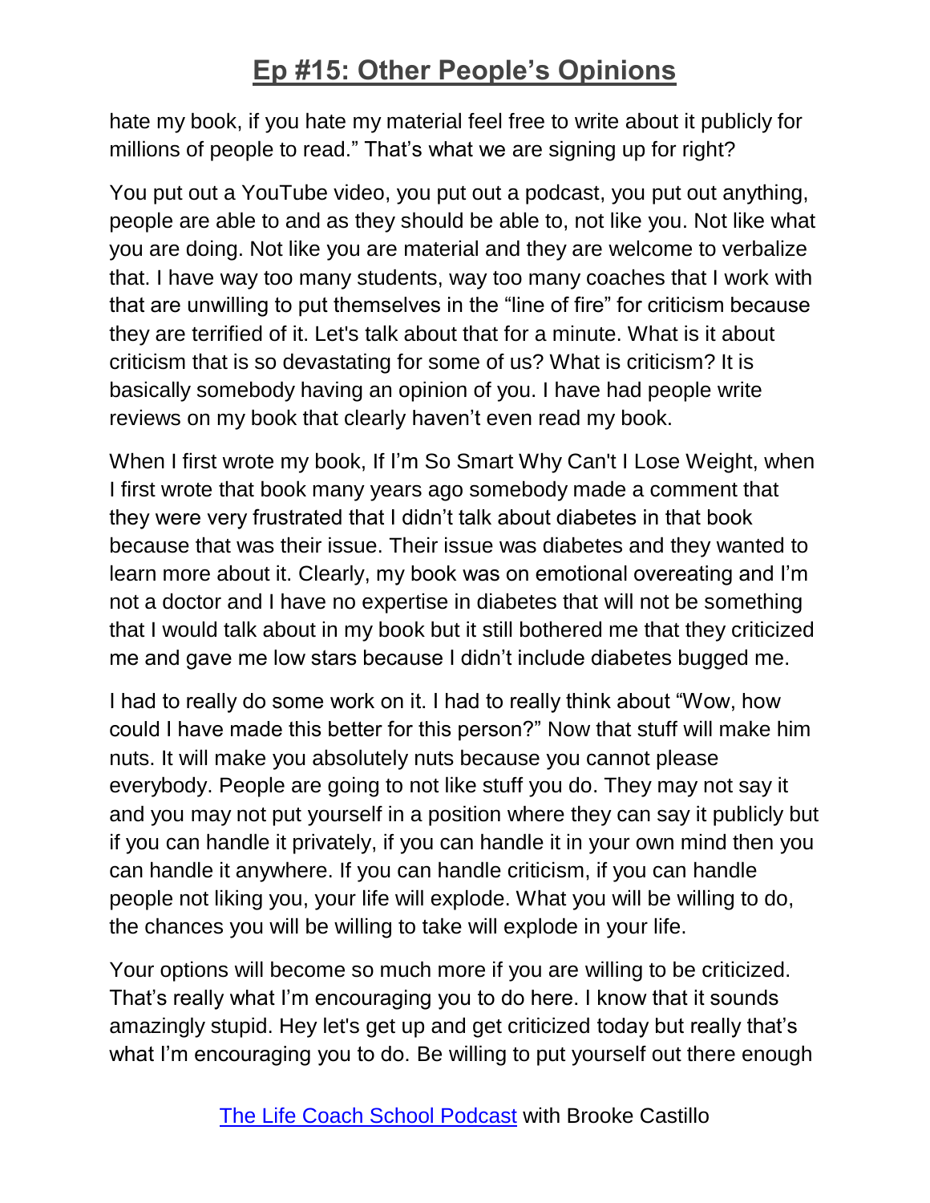hate my book, if you hate my material feel free to write about it publicly for millions of people to read." That's what we are signing up for right?

You put out a YouTube video, you put out a podcast, you put out anything, people are able to and as they should be able to, not like you. Not like what you are doing. Not like you are material and they are welcome to verbalize that. I have way too many students, way too many coaches that I work with that are unwilling to put themselves in the "line of fire" for criticism because they are terrified of it. Let's talk about that for a minute. What is it about criticism that is so devastating for some of us? What is criticism? It is basically somebody having an opinion of you. I have had people write reviews on my book that clearly haven't even read my book.

When I first wrote my book, If I'm So Smart Why Can't I Lose Weight, when I first wrote that book many years ago somebody made a comment that they were very frustrated that I didn't talk about diabetes in that book because that was their issue. Their issue was diabetes and they wanted to learn more about it. Clearly, my book was on emotional overeating and I'm not a doctor and I have no expertise in diabetes that will not be something that I would talk about in my book but it still bothered me that they criticized me and gave me low stars because I didn't include diabetes bugged me.

I had to really do some work on it. I had to really think about "Wow, how could I have made this better for this person?" Now that stuff will make him nuts. It will make you absolutely nuts because you cannot please everybody. People are going to not like stuff you do. They may not say it and you may not put yourself in a position where they can say it publicly but if you can handle it privately, if you can handle it in your own mind then you can handle it anywhere. If you can handle criticism, if you can handle people not liking you, your life will explode. What you will be willing to do, the chances you will be willing to take will explode in your life.

Your options will become so much more if you are willing to be criticized. That's really what I'm encouraging you to do here. I know that it sounds amazingly stupid. Hey let's get up and get criticized today but really that's what I'm encouraging you to do. Be willing to put yourself out there enough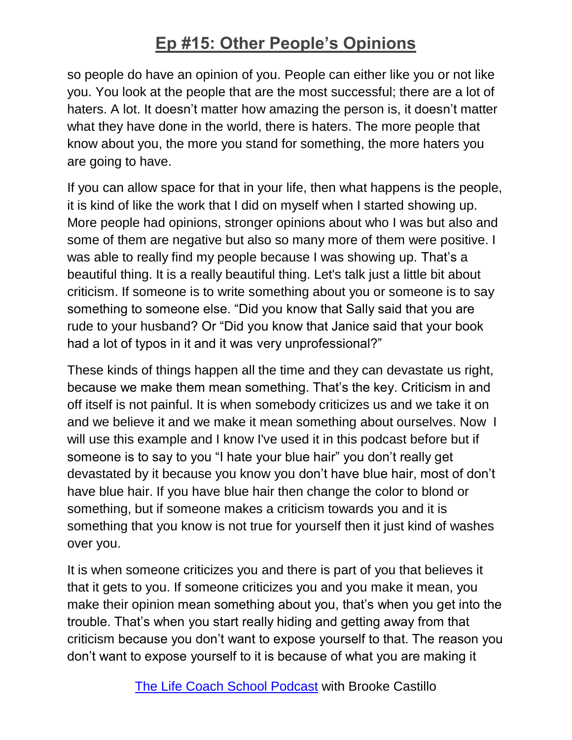so people do have an opinion of you. People can either like you or not like you. You look at the people that are the most successful; there are a lot of haters. A lot. It doesn't matter how amazing the person is, it doesn't matter what they have done in the world, there is haters. The more people that know about you, the more you stand for something, the more haters you are going to have.

If you can allow space for that in your life, then what happens is the people, it is kind of like the work that I did on myself when I started showing up. More people had opinions, stronger opinions about who I was but also and some of them are negative but also so many more of them were positive. I was able to really find my people because I was showing up. That's a beautiful thing. It is a really beautiful thing. Let's talk just a little bit about criticism. If someone is to write something about you or someone is to say something to someone else. "Did you know that Sally said that you are rude to your husband? Or "Did you know that Janice said that your book had a lot of typos in it and it was very unprofessional?"

These kinds of things happen all the time and they can devastate us right, because we make them mean something. That's the key. Criticism in and off itself is not painful. It is when somebody criticizes us and we take it on and we believe it and we make it mean something about ourselves. Now I will use this example and I know I've used it in this podcast before but if someone is to say to you "I hate your blue hair" you don't really get devastated by it because you know you don't have blue hair, most of don't have blue hair. If you have blue hair then change the color to blond or something, but if someone makes a criticism towards you and it is something that you know is not true for yourself then it just kind of washes over you.

It is when someone criticizes you and there is part of you that believes it that it gets to you. If someone criticizes you and you make it mean, you make their opinion mean something about you, that's when you get into the trouble. That's when you start really hiding and getting away from that criticism because you don't want to expose yourself to that. The reason you don't want to expose yourself to it is because of what you are making it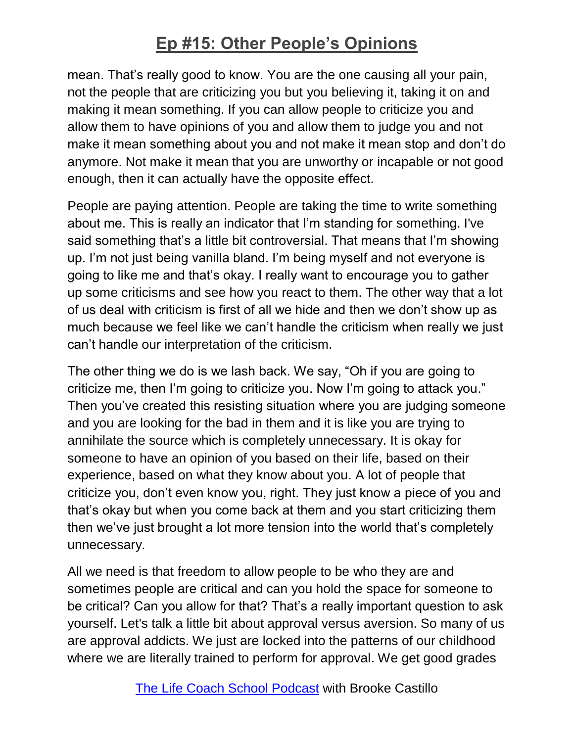mean. That’s really good to know. You are the one causing all your pain, not the people that are criticizing you but you believing it, taking it on and making it mean something. If you can allow people to criticize you and allow them to have opinions of you and allow them to judge you and not make it mean something about you and not make it mean stop and don’t do anymore. Not make it mean that you are unworthy or incapable or not good enough, then it can actually have the opposite effect.

People are paying attention. People are taking the time to write something about me. This is really an indicator that I’m standing for something. I've said something that’s a little bit controversial. That means that I’m showing up. I’m not just being vanilla bland. I’m being myself and not everyone is going to like me and that’s okay. I really want to encourage you to gather up some criticisms and see how you react to them. The other way that a lot of us deal with criticism is first of all we hide and then we don’t show up as much because we feel like we can’t handle the criticism when really we just can’t handle our interpretation of the criticism.

The other thing we do is we lash back. We say, “Oh if you are going to criticize me, then I’m going to criticize you. Now I’m going to attack you.” Then you’ve created this resisting situation where you are judging someone and you are looking for the bad in them and it is like you are trying to annihilate the source which is completely unnecessary. It is okay for someone to have an opinion of you based on their life, based on their experience, based on what they know about you. A lot of people that criticize you, don’t even know you, right. They just know a piece of you and that’s okay but when you come back at them and you start criticizing them then we’ve just brought a lot more tension into the world that’s completely unnecessary.

All we need is that freedom to allow people to be who they are and sometimes people are critical and can you hold the space for someone to be critical? Can you allow for that? That’s a really important question to ask yourself. Let's talk a little bit about approval versus aversion. So many of us are approval addicts. We just are locked into the patterns of our childhood where we are literally trained to perform for approval. We get good grades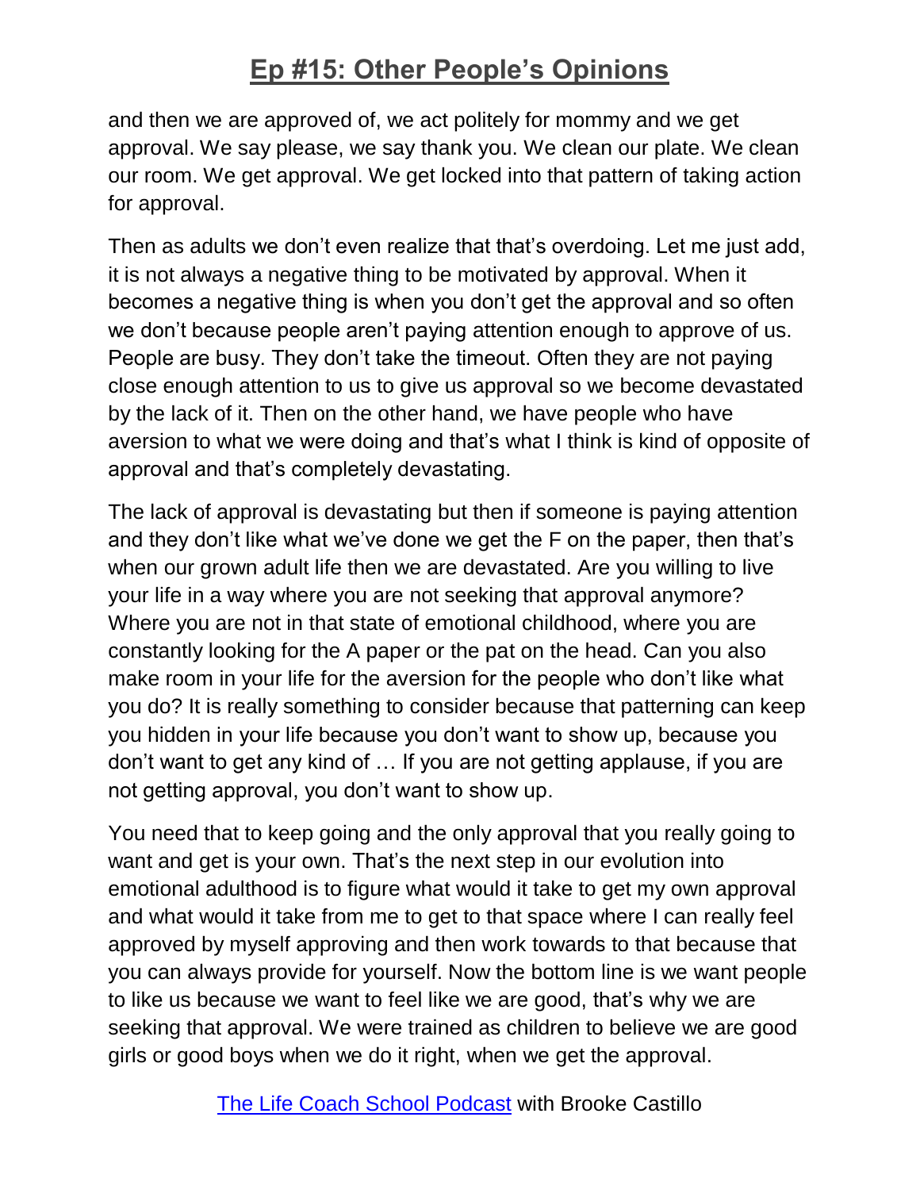and then we are approved of, we act politely for mommy and we get approval. We say please, we say thank you. We clean our plate. We clean our room. We get approval. We get locked into that pattern of taking action for approval.

Then as adults we don't even realize that that's overdoing. Let me just add, it is not always a negative thing to be motivated by approval. When it becomes a negative thing is when you don't get the approval and so often we don't because people aren't paying attention enough to approve of us. People are busy. They don't take the timeout. Often they are not paying close enough attention to us to give us approval so we become devastated by the lack of it. Then on the other hand, we have people who have aversion to what we were doing and that's what I think is kind of opposite of approval and that's completely devastating.

The lack of approval is devastating but then if someone is paying attention and they don't like what we've done we get the F on the paper, then that's when our grown adult life then we are devastated. Are you willing to live your life in a way where you are not seeking that approval anymore? Where you are not in that state of emotional childhood, where you are constantly looking for the A paper or the pat on the head. Can you also make room in your life for the aversion for the people who don't like what you do? It is really something to consider because that patterning can keep you hidden in your life because you don't want to show up, because you don't want to get any kind of … If you are not getting applause, if you are not getting approval, you don't want to show up.

You need that to keep going and the only approval that you really going to want and get is your own. That's the next step in our evolution into emotional adulthood is to figure what would it take to get my own approval and what would it take from me to get to that space where I can really feel approved by myself approving and then work towards to that because that you can always provide for yourself. Now the bottom line is we want people to like us because we want to feel like we are good, that's why we are seeking that approval. We were trained as children to believe we are good girls or good boys when we do it right, when we get the approval.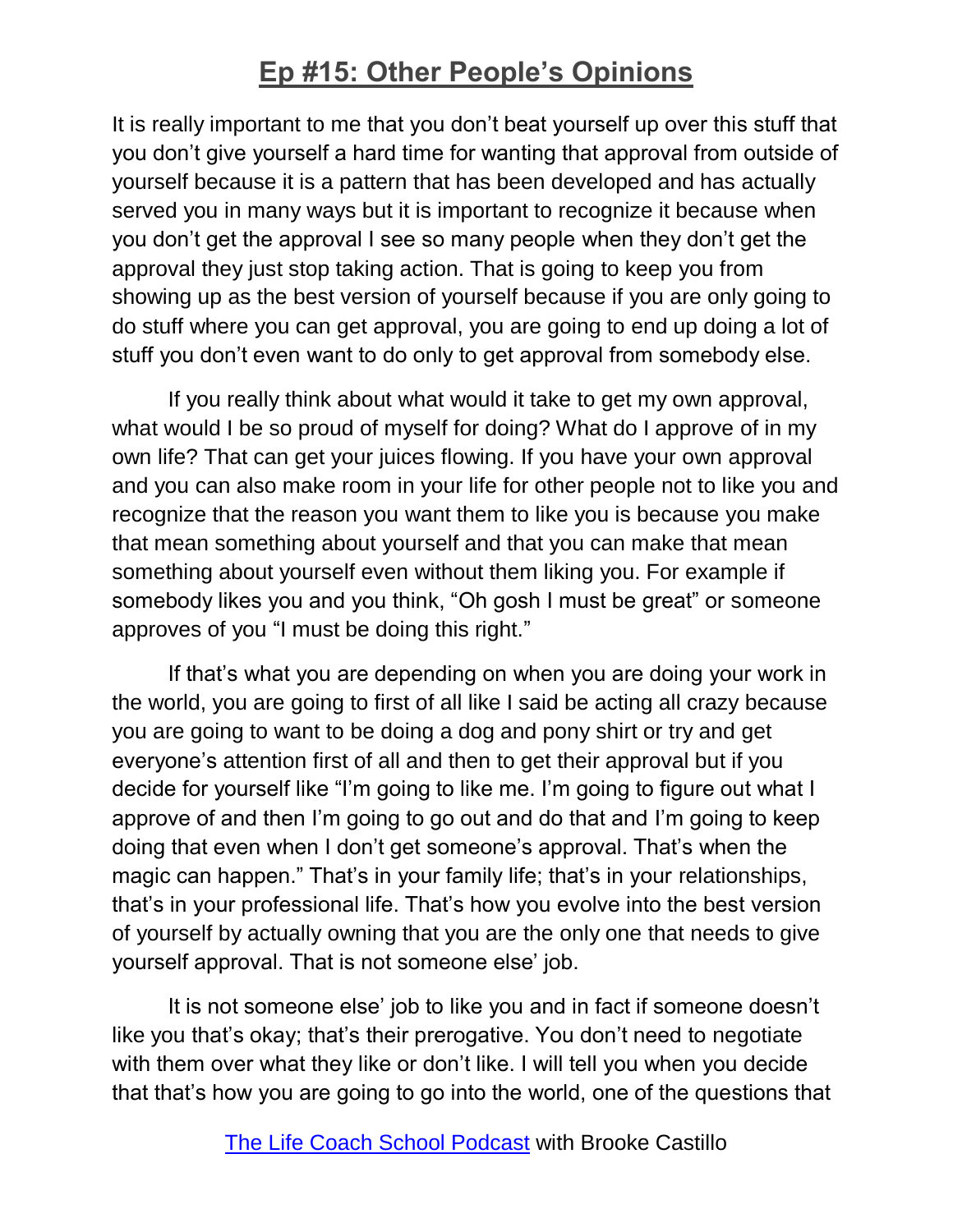It is really important to me that you don't beat yourself up over this stuff that you don't give yourself a hard time for wanting that approval from outside of yourself because it is a pattern that has been developed and has actually served you in many ways but it is important to recognize it because when you don't get the approval I see so many people when they don't get the approval they just stop taking action. That is going to keep you from showing up as the best version of yourself because if you are only going to do stuff where you can get approval, you are going to end up doing a lot of stuff you don't even want to do only to get approval from somebody else.

If you really think about what would it take to get my own approval, what would I be so proud of myself for doing? What do I approve of in my own life? That can get your juices flowing. If you have your own approval and you can also make room in your life for other people not to like you and recognize that the reason you want them to like you is because you make that mean something about yourself and that you can make that mean something about yourself even without them liking you. For example if somebody likes you and you think, "Oh gosh I must be great" or someone approves of you "I must be doing this right."

If that's what you are depending on when you are doing your work in the world, you are going to first of all like I said be acting all crazy because you are going to want to be doing a dog and pony shirt or try and get everyone's attention first of all and then to get their approval but if you decide for yourself like "I'm going to like me. I'm going to figure out what I approve of and then I'm going to go out and do that and I'm going to keep doing that even when I don't get someone's approval. That's when the magic can happen." That's in your family life; that's in your relationships, that's in your professional life. That's how you evolve into the best version of yourself by actually owning that you are the only one that needs to give yourself approval. That is not someone else' job.

It is not someone else' job to like you and in fact if someone doesn't like you that's okay; that's their prerogative. You don't need to negotiate with them over what they like or don't like. I will tell you when you decide that that's how you are going to go into the world, one of the questions that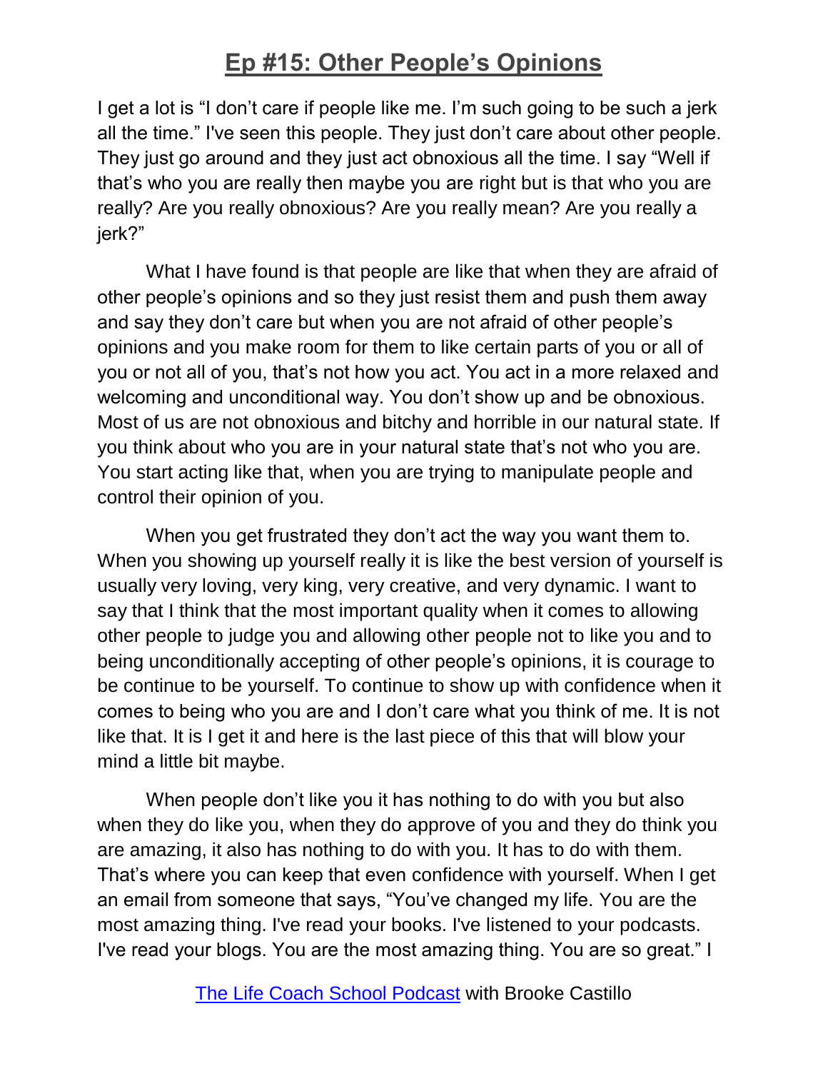I get a lot is "I don't care if people like me. I'm such going to be such a jerk all the time." I've seen this people. They just don't care about other people. They just go around and they just act obnoxious all the time. I say "Well if that's who you are really then maybe you are right but is that who you are really? Are you really obnoxious? Are you really mean? Are you really a jerk?"

What I have found is that people are like that when they are afraid of other people's opinions and so they just resist them and push them away and say they don't care but when you are not afraid of other people's opinions and you make room for them to like certain parts of you or all of you or not all of you, that's not how you act. You act in a more relaxed and welcoming and unconditional way. You don't show up and be obnoxious. Most of us are not obnoxious and bitchy and horrible in our natural state. If you think about who you are in your natural state that's not who you are. You start acting like that, when you are trying to manipulate people and control their opinion of you.

When you get frustrated they don't act the way you want them to. When you showing up yourself really it is like the best version of yourself is usually very loving, very king, very creative, and very dynamic. I want to say that I think that the most important quality when it comes to allowing other people to judge you and allowing other people not to like you and to being unconditionally accepting of other people's opinions, it is courage to be continue to be yourself. To continue to show up with confidence when it comes to being who you are and I don't care what you think of me. It is not like that. It is I get it and here is the last piece of this that will blow your mind a little bit maybe.

When people don't like you it has nothing to do with you but also when they do like you, when they do approve of you and they do think you are amazing, it also has nothing to do with you. It has to do with them. That's where you can keep that even confidence with yourself. When I get an email from someone that says, "You've changed my life. You are the most amazing thing. I've read your books. I've listened to your podcasts. I've read your blogs. You are the most amazing thing. You are so great." I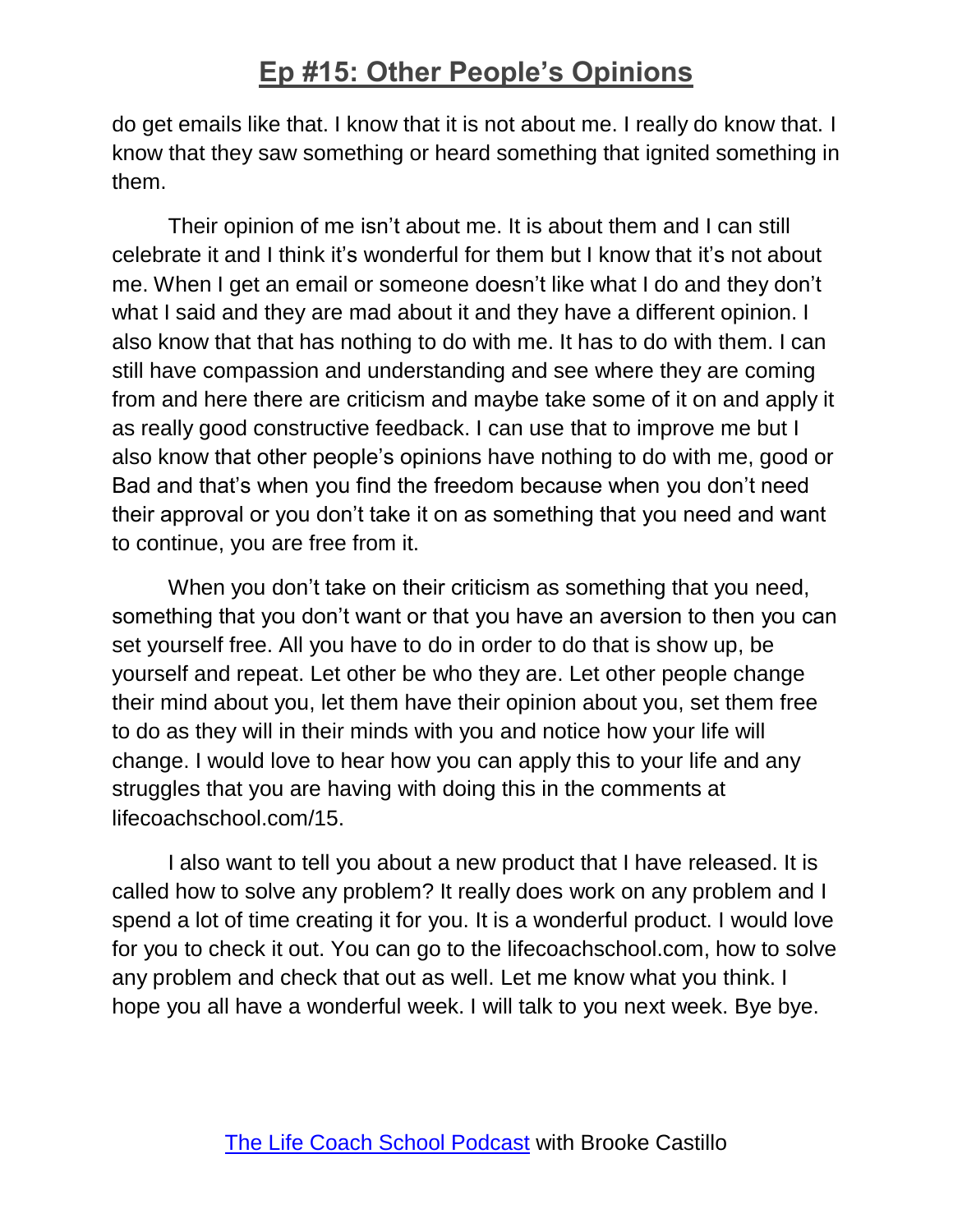do get emails like that. I know that it is not about me. I really do know that. I know that they saw something or heard something that ignited something in them.

Their opinion of me isn't about me. It is about them and I can still celebrate it and I think it's wonderful for them but I know that it's not about me. When I get an email or someone doesn't like what I do and they don't what I said and they are mad about it and they have a different opinion. I also know that that has nothing to do with me. It has to do with them. I can still have compassion and understanding and see where they are coming from and here there are criticism and maybe take some of it on and apply it as really good constructive feedback. I can use that to improve me but I also know that other people's opinions have nothing to do with me, good or Bad and that's when you find the freedom because when you don't need their approval or you don't take it on as something that you need and want to continue, you are free from it.

When you don't take on their criticism as something that you need, something that you don't want or that you have an aversion to then you can set yourself free. All you have to do in order to do that is show up, be yourself and repeat. Let other be who they are. Let other people change their mind about you, let them have their opinion about you, set them free to do as they will in their minds with you and notice how your life will change. I would love to hear how you can apply this to your life and any struggles that you are having with doing this in the comments at lifecoachschool.com/15.

I also want to tell you about a new product that I have released. It is called how to solve any problem? It really does work on any problem and I spend a lot of time creating it for you. It is a wonderful product. I would love for you to check it out. You can go to the lifecoachschool.com, how to solve any problem and check that out as well. Let me know what you think. I hope you all have a wonderful week. I will talk to you next week. Bye bye.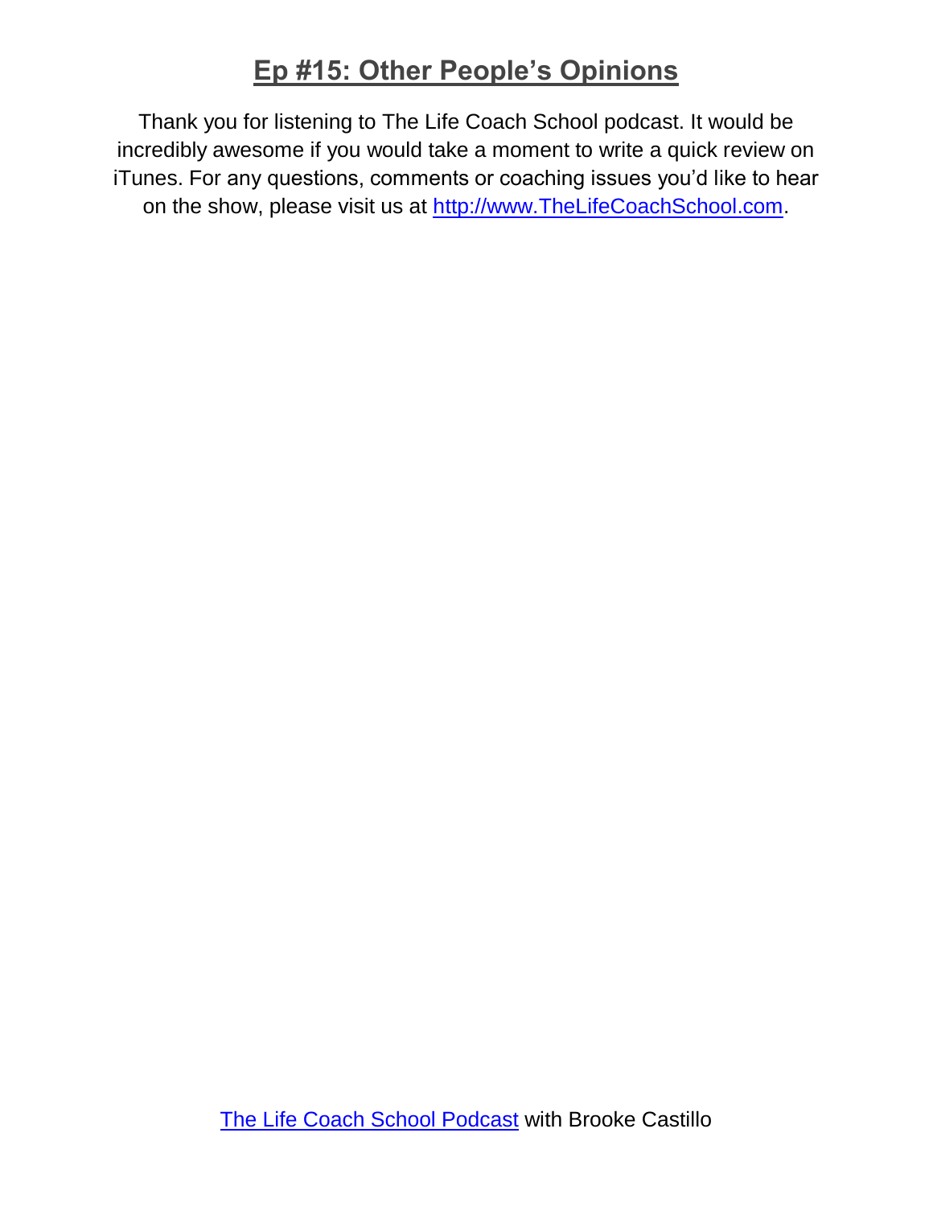Thank you for listening to The Life Coach School podcast. It would be incredibly awesome if you would take a moment to write a quick review on iTunes. For any questions, comments or coaching issues you'd like to hear on the show, please visit us at [http://www.TheLifeCoachSchool.com](http://www.TheLifeCoachSchool.com).